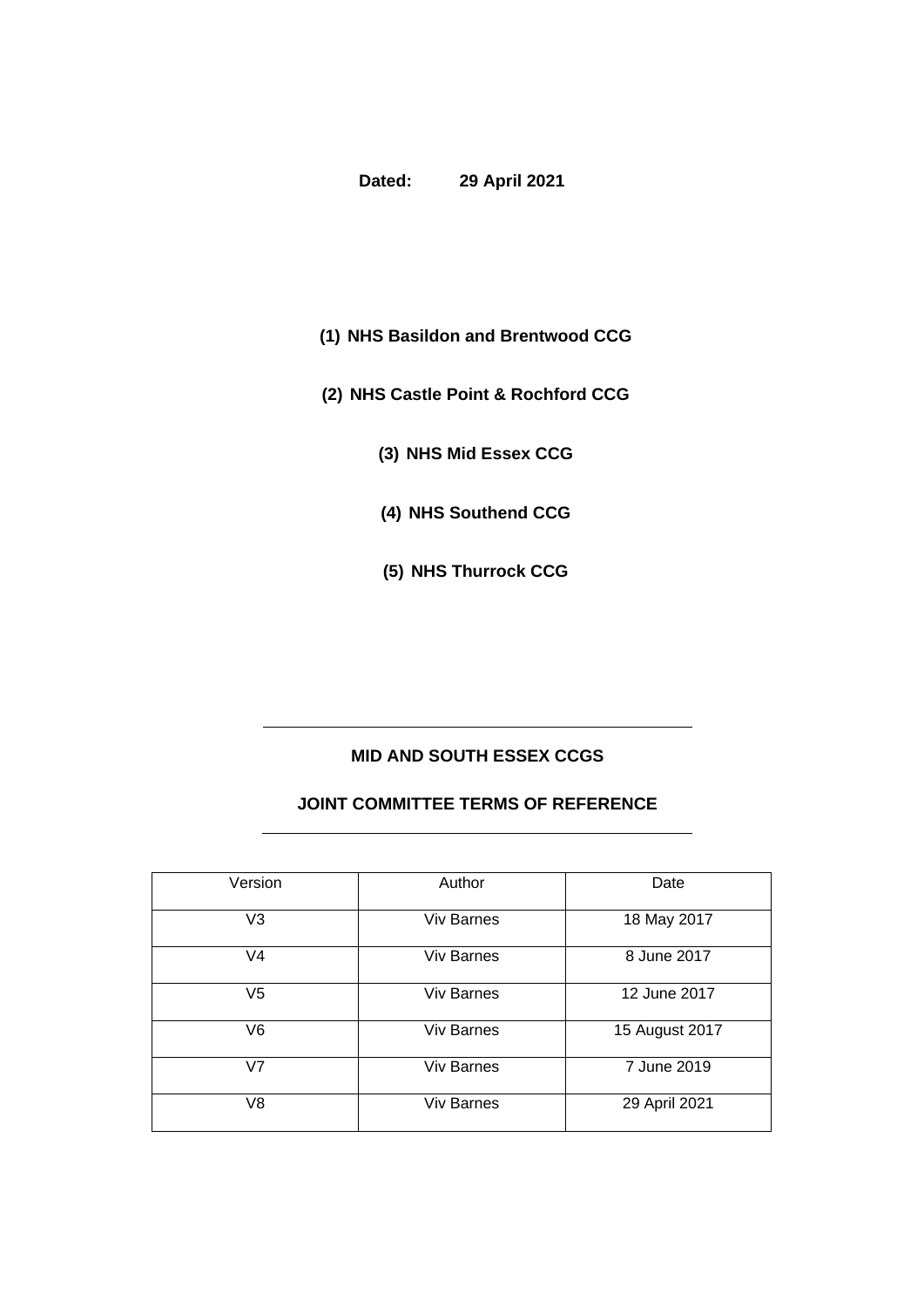**Dated: 29 April 2021**

**(1) NHS Basildon and Brentwood CCG**

**(2) NHS Castle Point & Rochford CCG**

**(3) NHS Mid Essex CCG**

**(4) NHS Southend CCG**

**(5) NHS Thurrock CCG**

---

**MID AND SOUTH ESSEX CCGS**

**JOINT COMMITTEE TERMS OF REFERENCE**

---

| Version | Author | Date |
|---|---|---|
| V3 | Viv Barnes | 18 May 2017 |
| V4 | Viv Barnes | 8 June 2017 |
| V5 | Viv Barnes | 12 June 2017 |
| V6 | Viv Barnes | 15 August 2017 |
| V7 | Viv Barnes | 7 June 2019 |
| V8 | Viv Barnes | 29 April 2021 |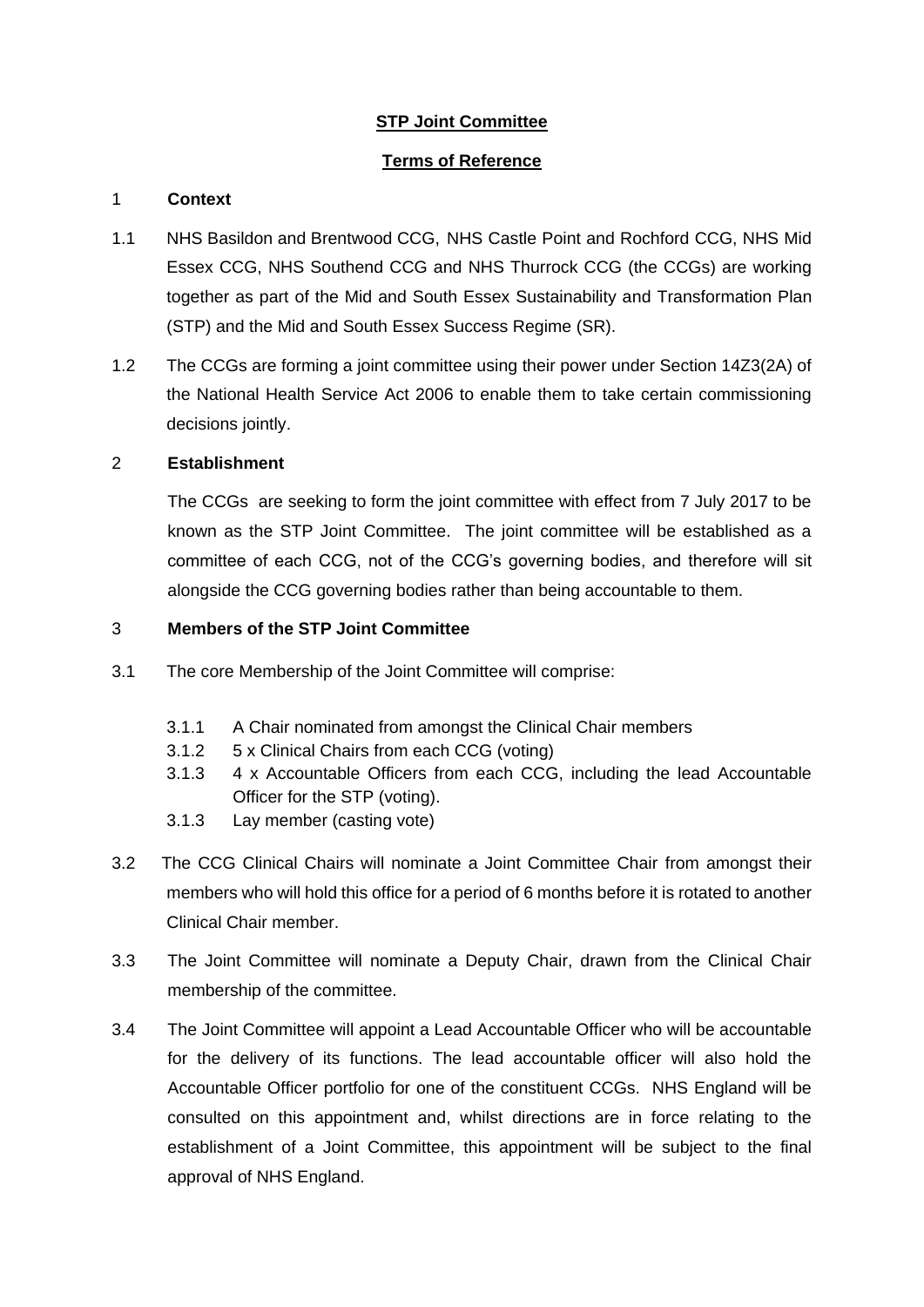**STP Joint Committee**

**Terms of Reference**

## 1 Context

1.1 NHS Basildon and Brentwood CCG, NHS Castle Point and Rochford CCG, NHS Mid Essex CCG, NHS Southend CCG and NHS Thurrock CCG (the CCGs) are working together as part of the Mid and South Essex Sustainability and Transformation Plan (STP) and the Mid and South Essex Success Regime (SR).

1.2 The CCGs are forming a joint committee using their power under Section 14Z3(2A) of the National Health Service Act 2006 to enable them to take certain commissioning decisions jointly.

## 2 Establishment

The CCGs are seeking to form the joint committee with effect from 7 July 2017 to be known as the STP Joint Committee. The joint committee will be established as a committee of each CCG, not of the CCG's governing bodies, and therefore will sit alongside the CCG governing bodies rather than being accountable to them.

## 3 Members of the STP Joint Committee

3.1 The core Membership of the Joint Committee will comprise:

- 3.1.1 A Chair nominated from amongst the Clinical Chair members
- 3.1.2 5 x Clinical Chairs from each CCG (voting)
- 3.1.3 4 x Accountable Officers from each CCG, including the lead Accountable Officer for the STP (voting).
- 3.1.3 Lay member (casting vote)

3.2 The CCG Clinical Chairs will nominate a Joint Committee Chair from amongst their members who will hold this office for a period of 6 months before it is rotated to another Clinical Chair member.

3.3 The Joint Committee will nominate a Deputy Chair, drawn from the Clinical Chair membership of the committee.

3.4 The Joint Committee will appoint a Lead Accountable Officer who will be accountable for the delivery of its functions. The lead accountable officer will also hold the Accountable Officer portfolio for one of the constituent CCGs. NHS England will be consulted on this appointment and, whilst directions are in force relating to the establishment of a Joint Committee, this appointment will be subject to the final approval of NHS England.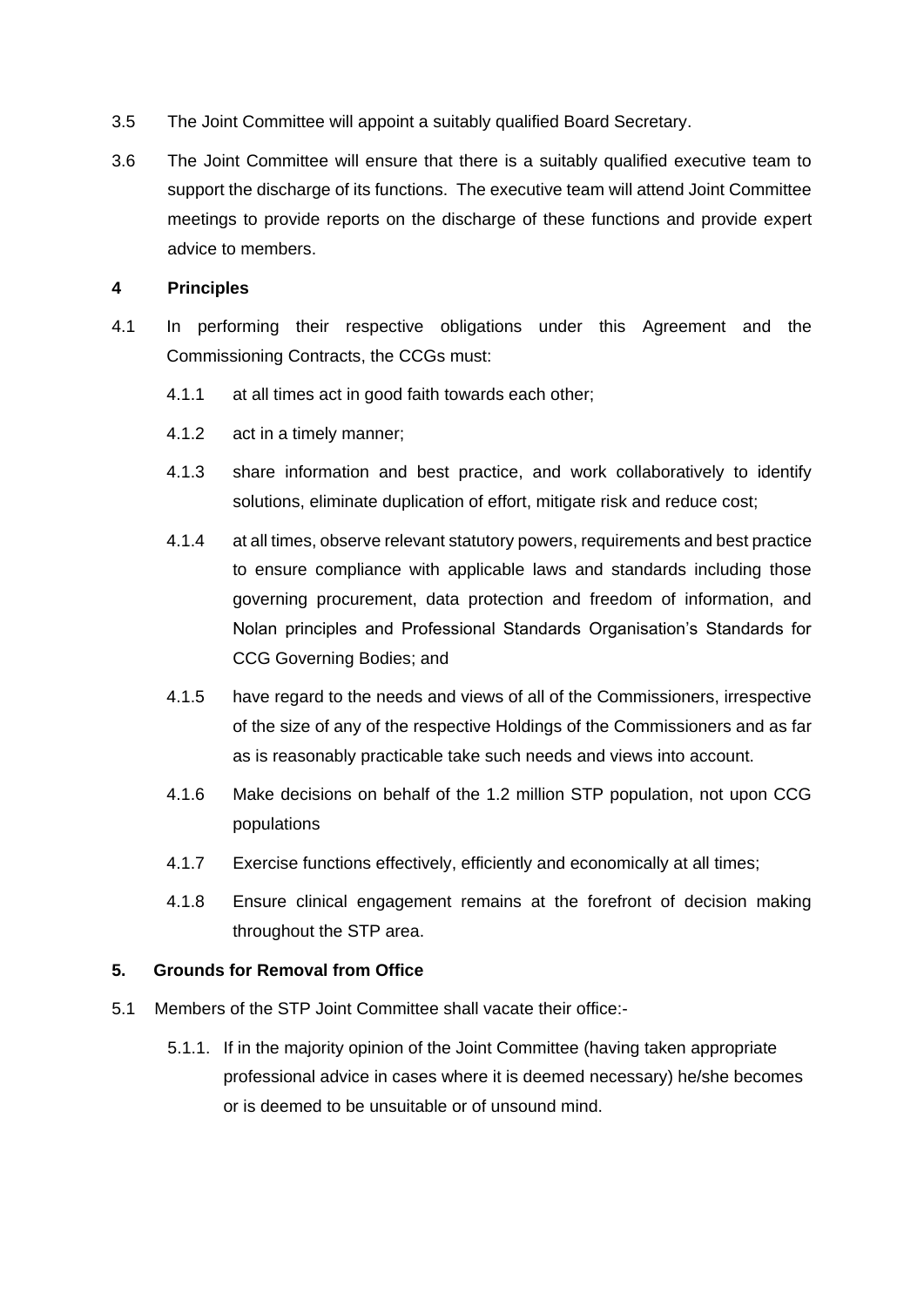3.5 The Joint Committee will appoint a suitably qualified Board Secretary.

3.6 The Joint Committee will ensure that there is a suitably qualified executive team to support the discharge of its functions. The executive team will attend Joint Committee meetings to provide reports on the discharge of these functions and provide expert advice to members.

## 4 Principles

4.1 In performing their respective obligations under this Agreement and the Commissioning Contracts, the CCGs must:

4.1.1 at all times act in good faith towards each other;

4.1.2 act in a timely manner;

4.1.3 share information and best practice, and work collaboratively to identify solutions, eliminate duplication of effort, mitigate risk and reduce cost;

4.1.4 at all times, observe relevant statutory powers, requirements and best practice to ensure compliance with applicable laws and standards including those governing procurement, data protection and freedom of information, and Nolan principles and Professional Standards Organisation's Standards for CCG Governing Bodies; and

4.1.5 have regard to the needs and views of all of the Commissioners, irrespective of the size of any of the respective Holdings of the Commissioners and as far as is reasonably practicable take such needs and views into account.

4.1.6 Make decisions on behalf of the 1.2 million STP population, not upon CCG populations

4.1.7 Exercise functions effectively, efficiently and economically at all times;

4.1.8 Ensure clinical engagement remains at the forefront of decision making throughout the STP area.

## 5. Grounds for Removal from Office

5.1 Members of the STP Joint Committee shall vacate their office:-

5.1.1. If in the majority opinion of the Joint Committee (having taken appropriate professional advice in cases where it is deemed necessary) he/she becomes or is deemed to be unsuitable or of unsound mind.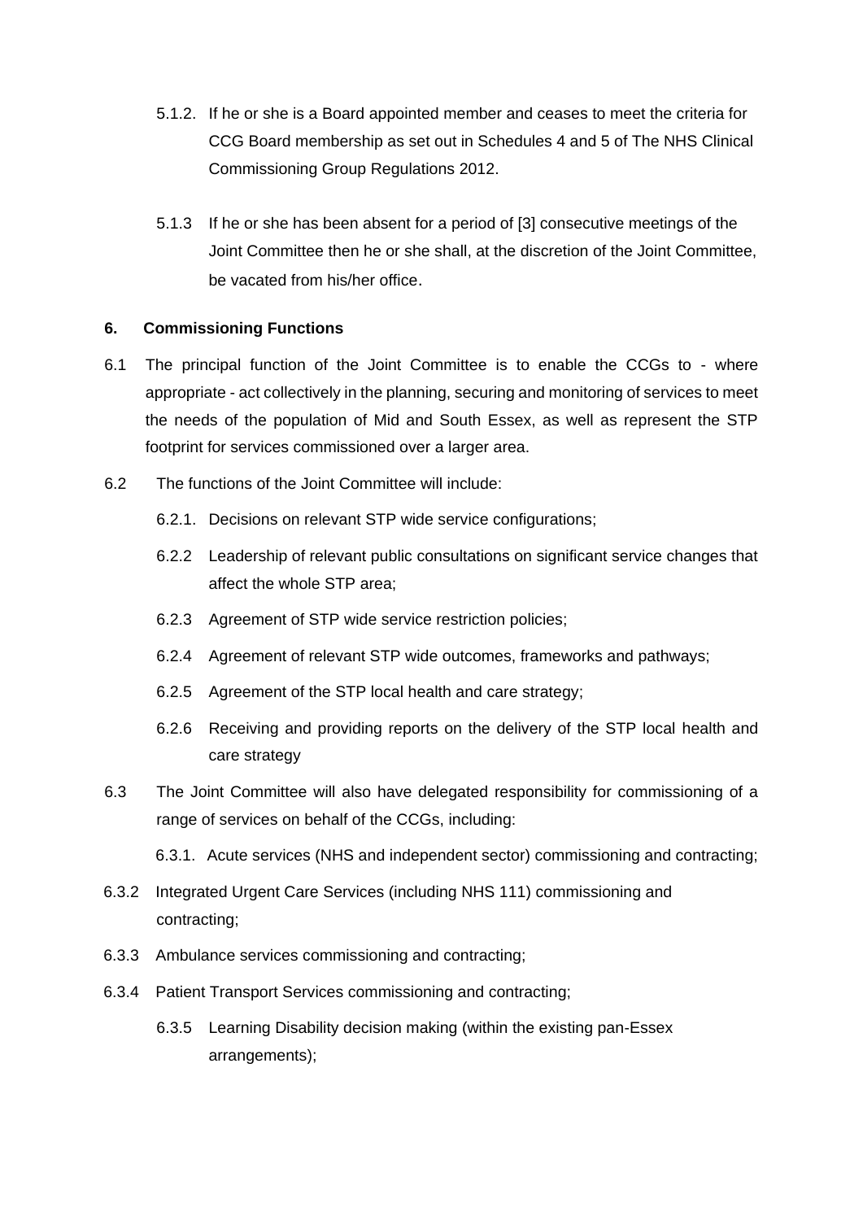5.1.2. If he or she is a Board appointed member and ceases to meet the criteria for CCG Board membership as set out in Schedules 4 and 5 of The NHS Clinical Commissioning Group Regulations 2012.

5.1.3 If he or she has been absent for a period of [3] consecutive meetings of the Joint Committee then he or she shall, at the discretion of the Joint Committee, be vacated from his/her office.

**6. Commissioning Functions**

6.1 The principal function of the Joint Committee is to enable the CCGs to - where appropriate - act collectively in the planning, securing and monitoring of services to meet the needs of the population of Mid and South Essex, as well as represent the STP footprint for services commissioned over a larger area.

6.2 The functions of the Joint Committee will include:

6.2.1. Decisions on relevant STP wide service configurations;

6.2.2 Leadership of relevant public consultations on significant service changes that affect the whole STP area;

6.2.3 Agreement of STP wide service restriction policies;

6.2.4 Agreement of relevant STP wide outcomes, frameworks and pathways;

6.2.5 Agreement of the STP local health and care strategy;

6.2.6 Receiving and providing reports on the delivery of the STP local health and care strategy

6.3 The Joint Committee will also have delegated responsibility for commissioning of a range of services on behalf of the CCGs, including:

6.3.1. Acute services (NHS and independent sector) commissioning and contracting;

6.3.2 Integrated Urgent Care Services (including NHS 111) commissioning and contracting;

6.3.3 Ambulance services commissioning and contracting;

6.3.4 Patient Transport Services commissioning and contracting;

6.3.5 Learning Disability decision making (within the existing pan-Essex arrangements);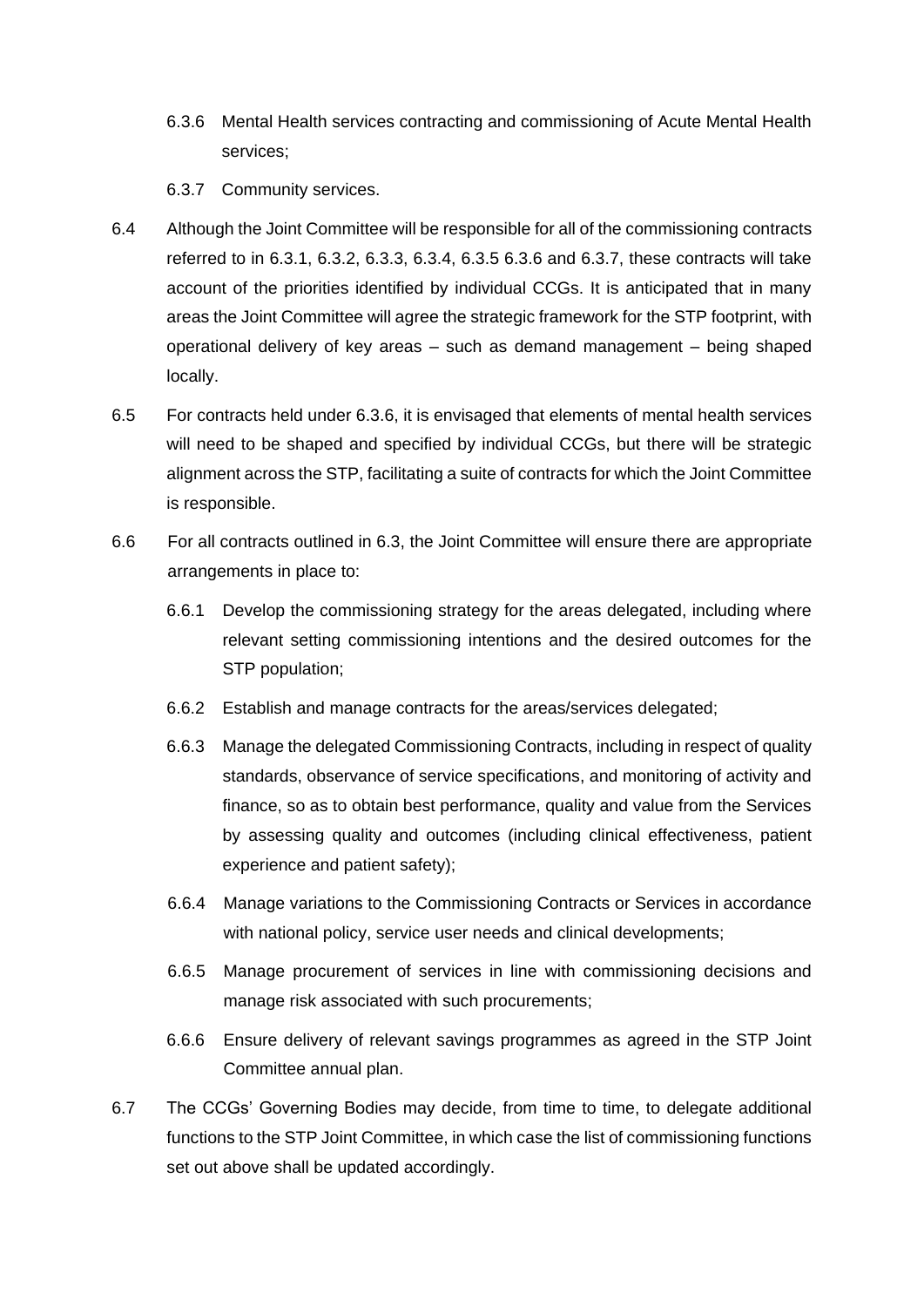6.3.6 Mental Health services contracting and commissioning of Acute Mental Health services;

6.3.7 Community services.

6.4 Although the Joint Committee will be responsible for all of the commissioning contracts referred to in 6.3.1, 6.3.2, 6.3.3, 6.3.4, 6.3.5 6.3.6 and 6.3.7, these contracts will take account of the priorities identified by individual CCGs. It is anticipated that in many areas the Joint Committee will agree the strategic framework for the STP footprint, with operational delivery of key areas – such as demand management – being shaped locally.

6.5 For contracts held under 6.3.6, it is envisaged that elements of mental health services will need to be shaped and specified by individual CCGs, but there will be strategic alignment across the STP, facilitating a suite of contracts for which the Joint Committee is responsible.

6.6 For all contracts outlined in 6.3, the Joint Committee will ensure there are appropriate arrangements in place to:

6.6.1 Develop the commissioning strategy for the areas delegated, including where relevant setting commissioning intentions and the desired outcomes for the STP population;

6.6.2 Establish and manage contracts for the areas/services delegated;

6.6.3 Manage the delegated Commissioning Contracts, including in respect of quality standards, observance of service specifications, and monitoring of activity and finance, so as to obtain best performance, quality and value from the Services by assessing quality and outcomes (including clinical effectiveness, patient experience and patient safety);

6.6.4 Manage variations to the Commissioning Contracts or Services in accordance with national policy, service user needs and clinical developments;

6.6.5 Manage procurement of services in line with commissioning decisions and manage risk associated with such procurements;

6.6.6 Ensure delivery of relevant savings programmes as agreed in the STP Joint Committee annual plan.

6.7 The CCGs' Governing Bodies may decide, from time to time, to delegate additional functions to the STP Joint Committee, in which case the list of commissioning functions set out above shall be updated accordingly.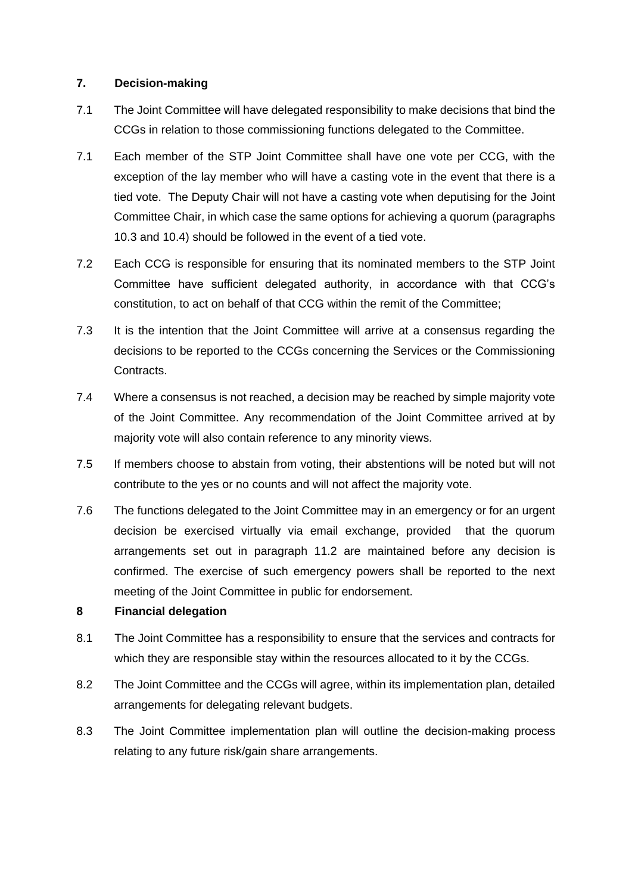## 7. Decision-making

7.1 The Joint Committee will have delegated responsibility to make decisions that bind the CCGs in relation to those commissioning functions delegated to the Committee.

7.1 Each member of the STP Joint Committee shall have one vote per CCG, with the exception of the lay member who will have a casting vote in the event that there is a tied vote. The Deputy Chair will not have a casting vote when deputising for the Joint Committee Chair, in which case the same options for achieving a quorum (paragraphs 10.3 and 10.4) should be followed in the event of a tied vote.

7.2 Each CCG is responsible for ensuring that its nominated members to the STP Joint Committee have sufficient delegated authority, in accordance with that CCG's constitution, to act on behalf of that CCG within the remit of the Committee;

7.3 It is the intention that the Joint Committee will arrive at a consensus regarding the decisions to be reported to the CCGs concerning the Services or the Commissioning Contracts.

7.4 Where a consensus is not reached, a decision may be reached by simple majority vote of the Joint Committee. Any recommendation of the Joint Committee arrived at by majority vote will also contain reference to any minority views.

7.5 If members choose to abstain from voting, their abstentions will be noted but will not contribute to the yes or no counts and will not affect the majority vote.

7.6 The functions delegated to the Joint Committee may in an emergency or for an urgent decision be exercised virtually via email exchange, provided that the quorum arrangements set out in paragraph 11.2 are maintained before any decision is confirmed. The exercise of such emergency powers shall be reported to the next meeting of the Joint Committee in public for endorsement.

## 8 Financial delegation

8.1 The Joint Committee has a responsibility to ensure that the services and contracts for which they are responsible stay within the resources allocated to it by the CCGs.

8.2 The Joint Committee and the CCGs will agree, within its implementation plan, detailed arrangements for delegating relevant budgets.

8.3 The Joint Committee implementation plan will outline the decision-making process relating to any future risk/gain share arrangements.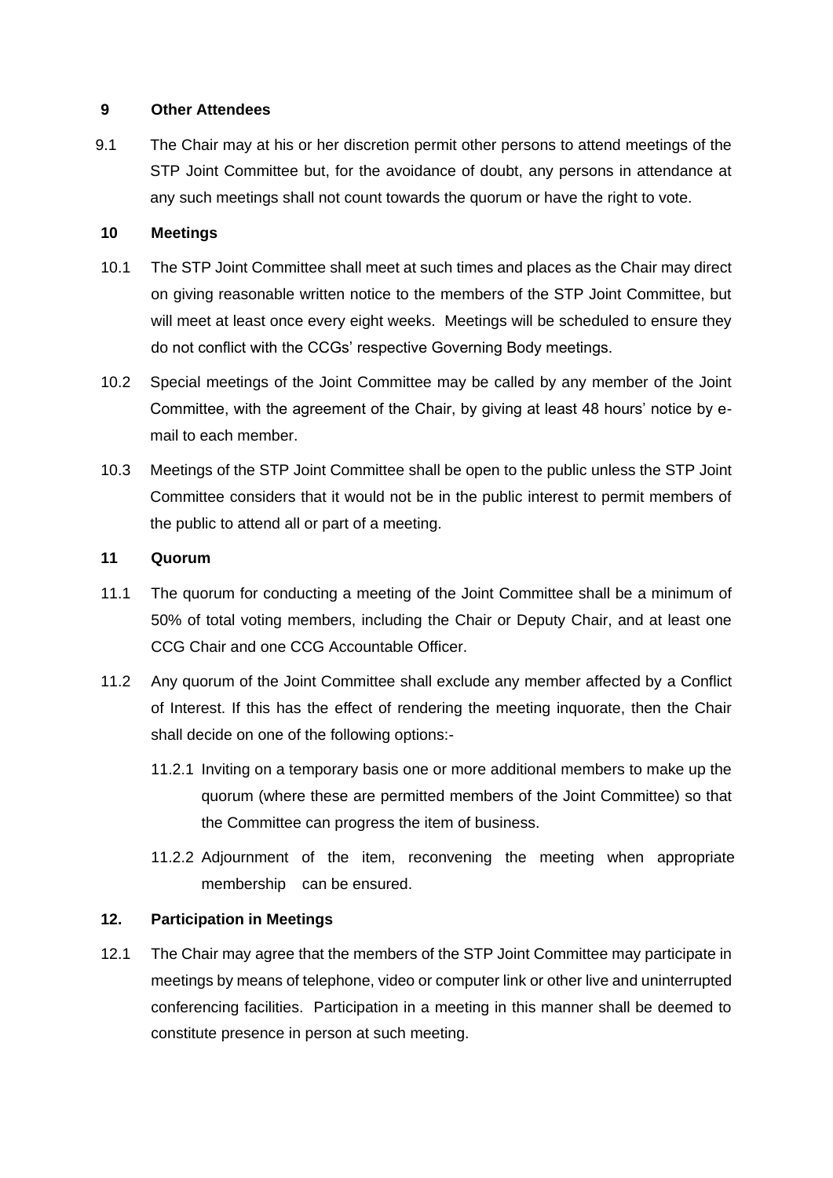## 9 Other Attendees

9.1 The Chair may at his or her discretion permit other persons to attend meetings of the STP Joint Committee but, for the avoidance of doubt, any persons in attendance at any such meetings shall not count towards the quorum or have the right to vote.

## 10 Meetings

10.1 The STP Joint Committee shall meet at such times and places as the Chair may direct on giving reasonable written notice to the members of the STP Joint Committee, but will meet at least once every eight weeks. Meetings will be scheduled to ensure they do not conflict with the CCGs' respective Governing Body meetings.

10.2 Special meetings of the Joint Committee may be called by any member of the Joint Committee, with the agreement of the Chair, by giving at least 48 hours' notice by e-mail to each member.

10.3 Meetings of the STP Joint Committee shall be open to the public unless the STP Joint Committee considers that it would not be in the public interest to permit members of the public to attend all or part of a meeting.

## 11 Quorum

11.1 The quorum for conducting a meeting of the Joint Committee shall be a minimum of 50% of total voting members, including the Chair or Deputy Chair, and at least one CCG Chair and one CCG Accountable Officer.

11.2 Any quorum of the Joint Committee shall exclude any member affected by a Conflict of Interest. If this has the effect of rendering the meeting inquorate, then the Chair shall decide on one of the following options:-

11.2.1 Inviting on a temporary basis one or more additional members to make up the quorum (where these are permitted members of the Joint Committee) so that the Committee can progress the item of business.

11.2.2 Adjournment of the item, reconvening the meeting when appropriate membership can be ensured.

## 12. Participation in Meetings

12.1 The Chair may agree that the members of the STP Joint Committee may participate in meetings by means of telephone, video or computer link or other live and uninterrupted conferencing facilities. Participation in a meeting in this manner shall be deemed to constitute presence in person at such meeting.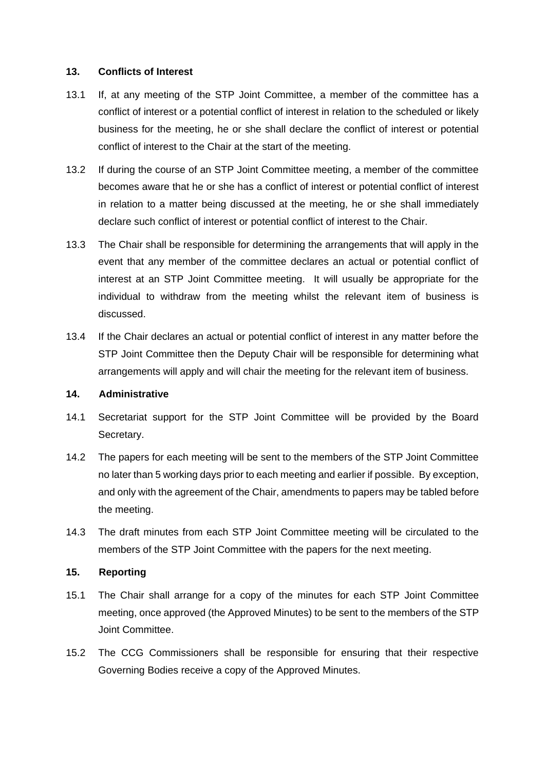## 13. Conflicts of Interest

13.1 If, at any meeting of the STP Joint Committee, a member of the committee has a conflict of interest or a potential conflict of interest in relation to the scheduled or likely business for the meeting, he or she shall declare the conflict of interest or potential conflict of interest to the Chair at the start of the meeting.

13.2 If during the course of an STP Joint Committee meeting, a member of the committee becomes aware that he or she has a conflict of interest or potential conflict of interest in relation to a matter being discussed at the meeting, he or she shall immediately declare such conflict of interest or potential conflict of interest to the Chair.

13.3 The Chair shall be responsible for determining the arrangements that will apply in the event that any member of the committee declares an actual or potential conflict of interest at an STP Joint Committee meeting. It will usually be appropriate for the individual to withdraw from the meeting whilst the relevant item of business is discussed.

13.4 If the Chair declares an actual or potential conflict of interest in any matter before the STP Joint Committee then the Deputy Chair will be responsible for determining what arrangements will apply and will chair the meeting for the relevant item of business.

## 14. Administrative

14.1 Secretariat support for the STP Joint Committee will be provided by the Board Secretary.

14.2 The papers for each meeting will be sent to the members of the STP Joint Committee no later than 5 working days prior to each meeting and earlier if possible. By exception, and only with the agreement of the Chair, amendments to papers may be tabled before the meeting.

14.3 The draft minutes from each STP Joint Committee meeting will be circulated to the members of the STP Joint Committee with the papers for the next meeting.

## 15. Reporting

15.1 The Chair shall arrange for a copy of the minutes for each STP Joint Committee meeting, once approved (the Approved Minutes) to be sent to the members of the STP Joint Committee.

15.2 The CCG Commissioners shall be responsible for ensuring that their respective Governing Bodies receive a copy of the Approved Minutes.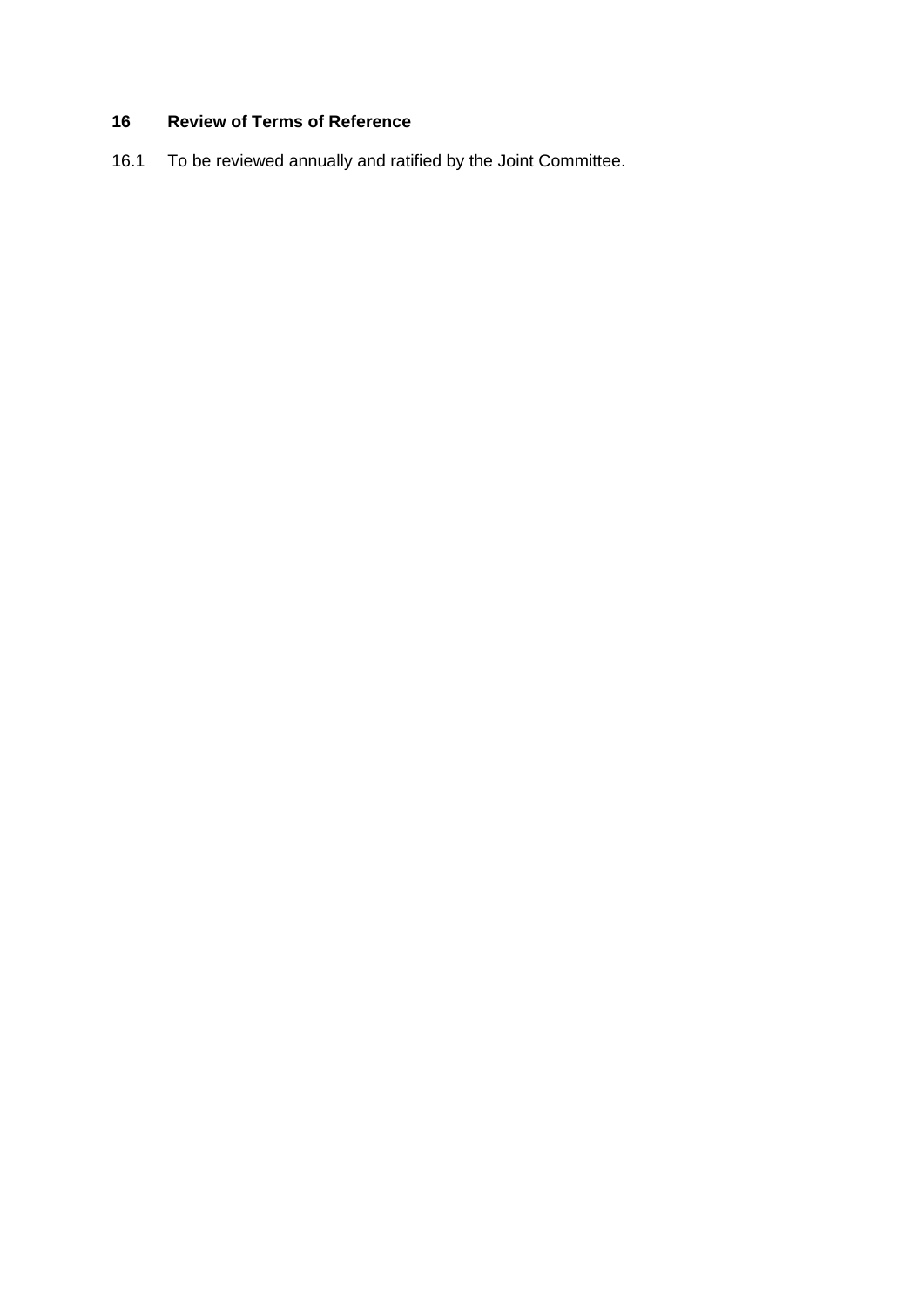## 16 Review of Terms of Reference

16.1 To be reviewed annually and ratified by the Joint Committee.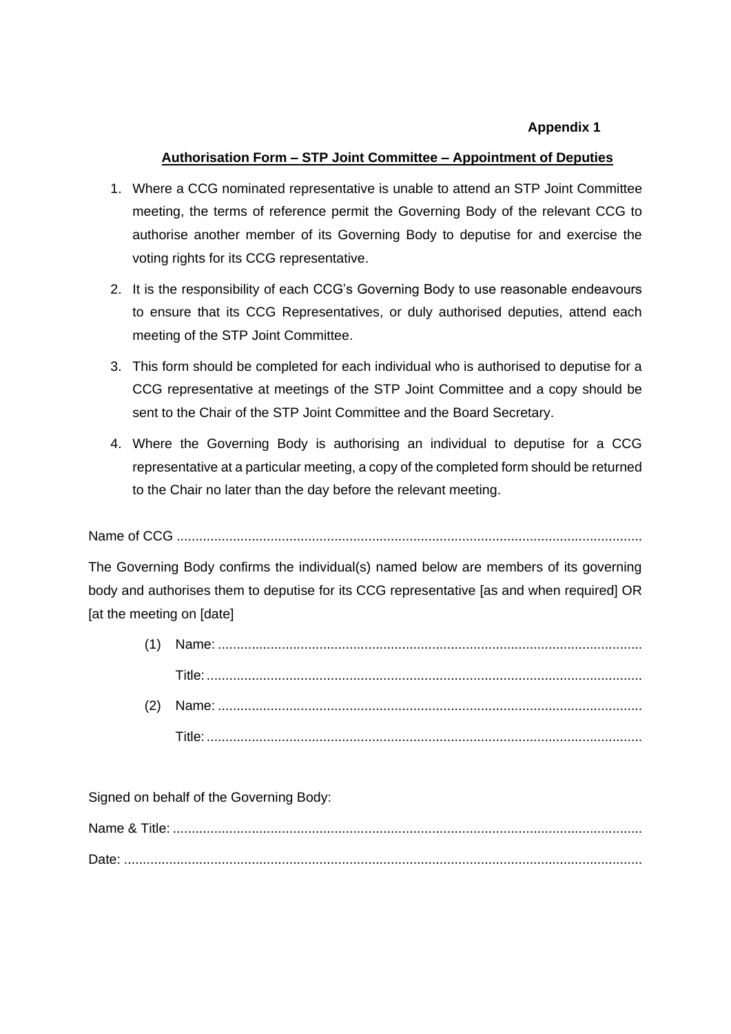**Appendix 1**

## Authorisation Form – STP Joint Committee – Appointment of Deputies

1. Where a CCG nominated representative is unable to attend an STP Joint Committee meeting, the terms of reference permit the Governing Body of the relevant CCG to authorise another member of its Governing Body to deputise for and exercise the voting rights for its CCG representative.
2. It is the responsibility of each CCG's Governing Body to use reasonable endeavours to ensure that its CCG Representatives, or duly authorised deputies, attend each meeting of the STP Joint Committee.
3. This form should be completed for each individual who is authorised to deputise for a CCG representative at meetings of the STP Joint Committee and a copy should be sent to the Chair of the STP Joint Committee and the Board Secretary.
4. Where the Governing Body is authorising an individual to deputise for a CCG representative at a particular meeting, a copy of the completed form should be returned to the Chair no later than the day before the relevant meeting.

Name of CCG ..........................................................................................................................

The Governing Body confirms the individual(s) named below are members of its governing body and authorises them to deputise for its CCG representative [as and when required] OR [at the meeting on [date]

(1) Name: ................................................................................................................

Title: ....................................................................................................................

(2) Name: ................................................................................................................

Title: ....................................................................................................................

Signed on behalf of the Governing Body:

Name & Title: ..........................................................................................................................

Date: ........................................................................................................................................